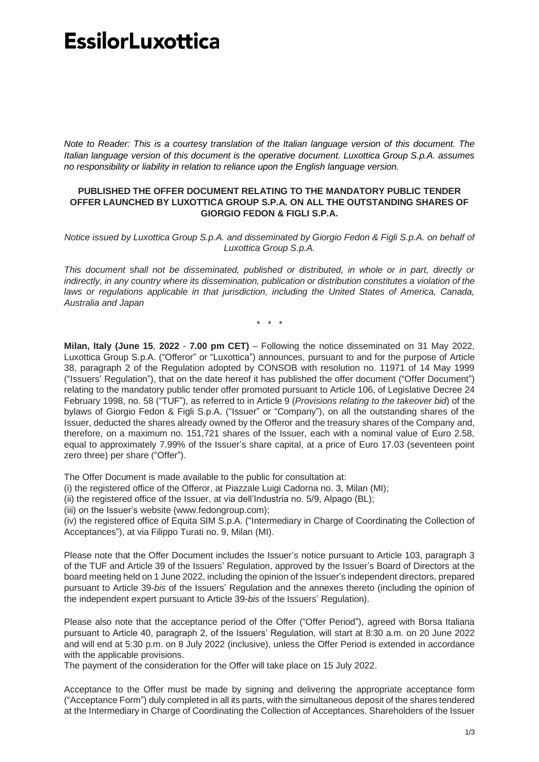# EssilorLuxottica

*Note to Reader: This is a courtesy translation of the Italian language version of this document. The Italian language version of this document is the operative document. Luxottica Group S.p.A. assumes no responsibility or liability in relation to reliance upon the English language version.*

**PUBLISHED THE OFFER DOCUMENT RELATING TO THE MANDATORY PUBLIC TENDER OFFER LAUNCHED BY LUXOTTICA GROUP S.P.A. ON ALL THE OUTSTANDING SHARES OF GIORGIO FEDON & FIGLI S.P.A.**

*Notice issued by Luxottica Group S.p.A. and disseminated by Giorgio Fedon & Figli S.p.A. on behalf of Luxottica Group S.p.A.*

*This document shall not be disseminated, published or distributed, in whole or in part, directly or indirectly, in any country where its dissemination, publication or distribution constitutes a violation of the laws or regulations applicable in that jurisdiction, including the United States of America, Canada, Australia and Japan*

\* \* \*

**Milan, Italy (June 15, 2022 - 7.00 pm CET)** – Following the notice disseminated on 31 May 2022, Luxottica Group S.p.A. ("Offeror" or "Luxottica") announces, pursuant to and for the purpose of Article 38, paragraph 2 of the Regulation adopted by CONSOB with resolution no. 11971 of 14 May 1999 ("Issuers' Regulation"), that on the date hereof it has published the offer document ("Offer Document") relating to the mandatory public tender offer promoted pursuant to Article 106, of Legislative Decree 24 February 1998, no. 58 ("TUF"), as referred to in Article 9 (*Provisions relating to the takeover bid*) of the bylaws of Giorgio Fedon & Figli S.p.A. ("Issuer" or "Company"), on all the outstanding shares of the Issuer, deducted the shares already owned by the Offeror and the treasury shares of the Company and, therefore, on a maximum no. 151,721 shares of the Issuer, each with a nominal value of Euro 2.58, equal to approximately 7.99% of the Issuer's share capital, at a price of Euro 17.03 (seventeen point zero three) per share ("Offer").

The Offer Document is made available to the public for consultation at:
(i) the registered office of the Offeror, at Piazzale Luigi Cadorna no. 3, Milan (MI);
(ii) the registered office of the Issuer, at via dell'Industria no. 5/9, Alpago (BL);
(iii) on the Issuer's website (www.fedongroup.com);
(iv) the registered office of Equita SIM S.p.A. ("Intermediary in Charge of Coordinating the Collection of Acceptances"), at via Filippo Turati no. 9, Milan (MI).

Please note that the Offer Document includes the Issuer's notice pursuant to Article 103, paragraph 3 of the TUF and Article 39 of the Issuers' Regulation, approved by the Issuer's Board of Directors at the board meeting held on 1 June 2022, including the opinion of the Issuer's independent directors, prepared pursuant to Article 39-*bis* of the Issuers' Regulation and the annexes thereto (including the opinion of the independent expert pursuant to Article 39-*bis* of the Issuers' Regulation).

Please also note that the acceptance period of the Offer ("Offer Period"), agreed with Borsa Italiana pursuant to Article 40, paragraph 2, of the Issuers' Regulation, will start at 8:30 a.m. on 20 June 2022 and will end at 5:30 p.m. on 8 July 2022 (inclusive), unless the Offer Period is extended in accordance with the applicable provisions.
The payment of the consideration for the Offer will take place on 15 July 2022.

Acceptance to the Offer must be made by signing and delivering the appropriate acceptance form ("Acceptance Form") duly completed in all its parts, with the simultaneous deposit of the shares tendered at the Intermediary in Charge of Coordinating the Collection of Acceptances. Shareholders of the Issuer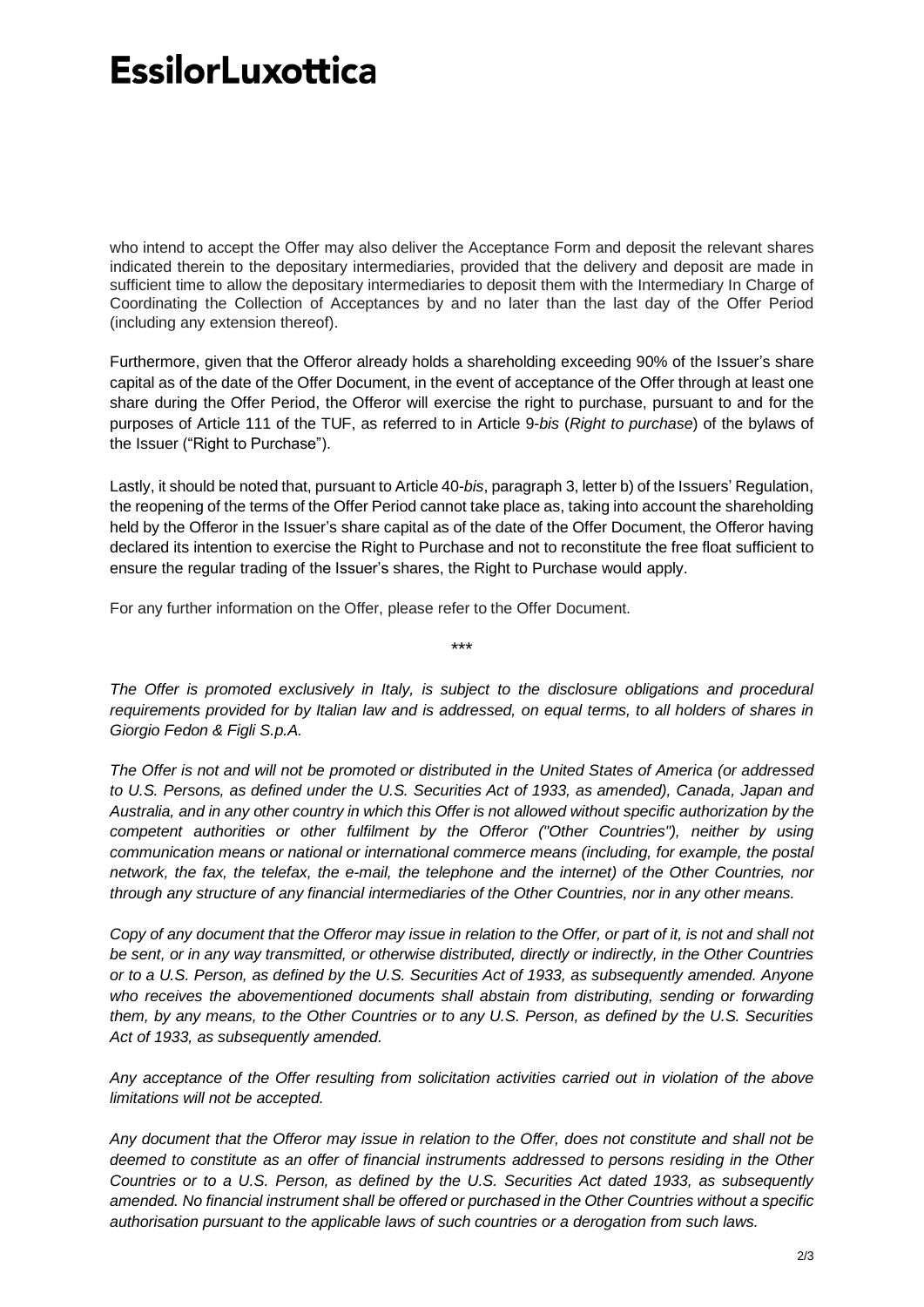who intend to accept the Offer may also deliver the Acceptance Form and deposit the relevant shares indicated therein to the depositary intermediaries, provided that the delivery and deposit are made in sufficient time to allow the depositary intermediaries to deposit them with the Intermediary In Charge of Coordinating the Collection of Acceptances by and no later than the last day of the Offer Period (including any extension thereof).

Furthermore, given that the Offeror already holds a shareholding exceeding 90% of the Issuer's share capital as of the date of the Offer Document, in the event of acceptance of the Offer through at least one share during the Offer Period, the Offeror will exercise the right to purchase, pursuant to and for the purposes of Article 111 of the TUF, as referred to in Article 9-*bis* (*Right to purchase*) of the bylaws of the Issuer ("Right to Purchase").

Lastly, it should be noted that, pursuant to Article 40-*bis*, paragraph 3, letter b) of the Issuers' Regulation, the reopening of the terms of the Offer Period cannot take place as, taking into account the shareholding held by the Offeror in the Issuer's share capital as of the date of the Offer Document, the Offeror having declared its intention to exercise the Right to Purchase and not to reconstitute the free float sufficient to ensure the regular trading of the Issuer's shares, the Right to Purchase would apply.

For any further information on the Offer, please refer to the Offer Document.

\*\*\*

*The Offer is promoted exclusively in Italy, is subject to the disclosure obligations and procedural requirements provided for by Italian law and is addressed, on equal terms, to all holders of shares in Giorgio Fedon & Figli S.p.A.*

*The Offer is not and will not be promoted or distributed in the United States of America (or addressed to U.S. Persons, as defined under the U.S. Securities Act of 1933, as amended), Canada, Japan and Australia, and in any other country in which this Offer is not allowed without specific authorization by the competent authorities or other fulfilment by the Offeror ("Other Countries"), neither by using communication means or national or international commerce means (including, for example, the postal network, the fax, the telefax, the e-mail, the telephone and the internet) of the Other Countries, nor through any structure of any financial intermediaries of the Other Countries, nor in any other means.*

*Copy of any document that the Offeror may issue in relation to the Offer, or part of it, is not and shall not be sent, or in any way transmitted, or otherwise distributed, directly or indirectly, in the Other Countries or to a U.S. Person, as defined by the U.S. Securities Act of 1933, as subsequently amended. Anyone who receives the abovementioned documents shall abstain from distributing, sending or forwarding them, by any means, to the Other Countries or to any U.S. Person, as defined by the U.S. Securities Act of 1933, as subsequently amended.*

*Any acceptance of the Offer resulting from solicitation activities carried out in violation of the above limitations will not be accepted.*

*Any document that the Offeror may issue in relation to the Offer, does not constitute and shall not be deemed to constitute as an offer of financial instruments addressed to persons residing in the Other Countries or to a U.S. Person, as defined by the U.S. Securities Act dated 1933, as subsequently amended. No financial instrument shall be offered or purchased in the Other Countries without a specific authorisation pursuant to the applicable laws of such countries or a derogation from such laws.*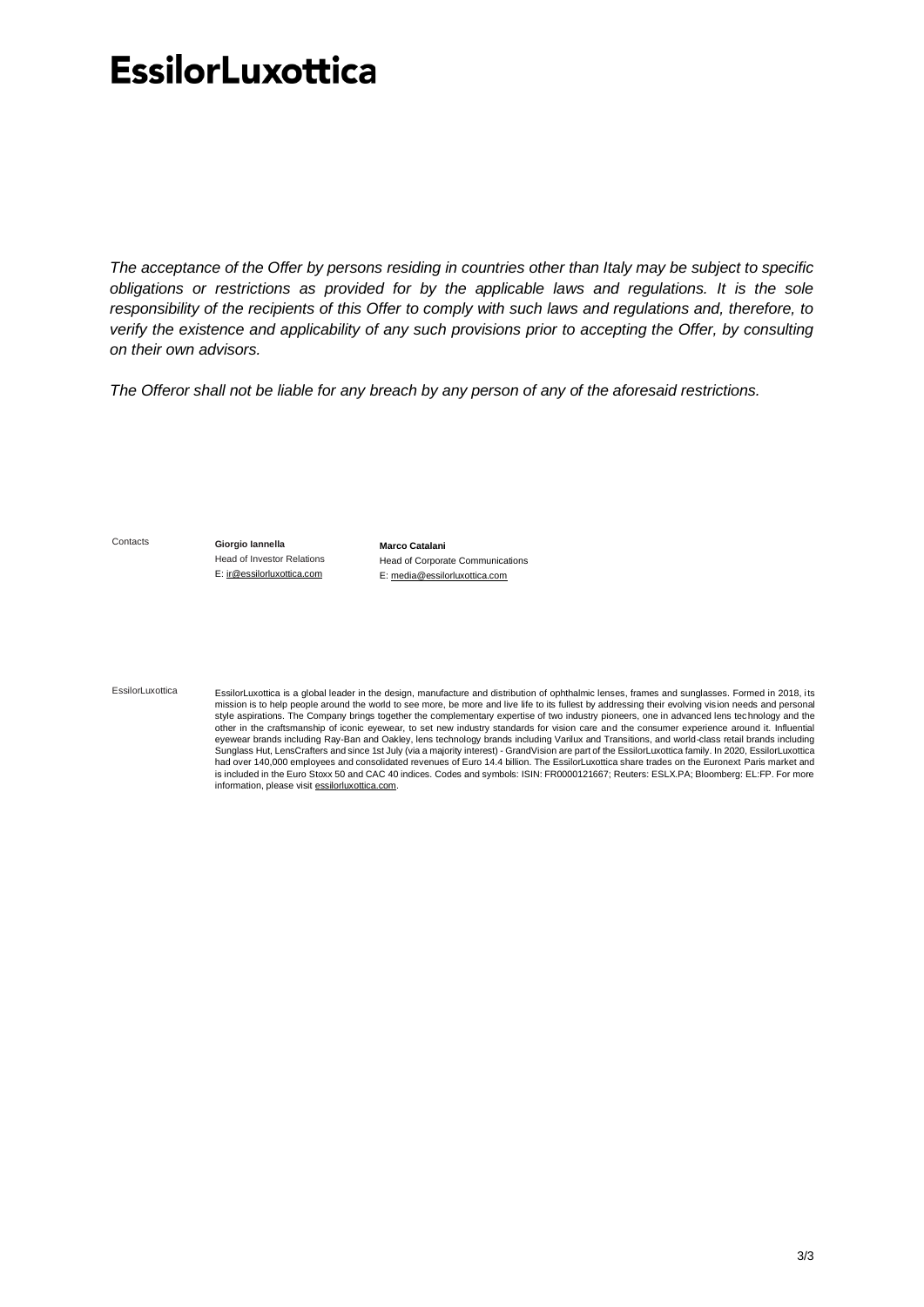# EssilorLuxottica

*The acceptance of the Offer by persons residing in countries other than Italy may be subject to specific obligations or restrictions as provided for by the applicable laws and regulations. It is the sole responsibility of the recipients of this Offer to comply with such laws and regulations and, therefore, to verify the existence and applicability of any such provisions prior to accepting the Offer, by consulting on their own advisors.*

*The Offeror shall not be liable for any breach by any person of any of the aforesaid restrictions.*

Contacts

**Giorgio Iannella**
Head of Investor Relations
E: ir@essilorluxottica.com

**Marco Catalani**
Head of Corporate Communications
E: media@essilorluxottica.com

EssilorLuxottica

EssilorLuxottica is a global leader in the design, manufacture and distribution of ophthalmic lenses, frames and sunglasses. Formed in 2018, its mission is to help people around the world to see more, be more and live life to its fullest by addressing their evolving vision needs and personal style aspirations. The Company brings together the complementary expertise of two industry pioneers, one in advanced lens technology and the other in the craftsmanship of iconic eyewear, to set new industry standards for vision care and the consumer experience around it. Influential eyewear brands including Ray-Ban and Oakley, lens technology brands including Varilux and Transitions, and world-class retail brands including Sunglass Hut, LensCrafters and since 1st July (via a majority interest) - GrandVision are part of the EssilorLuxottica family. In 2020, EssilorLuxottica had over 140,000 employees and consolidated revenues of Euro 14.4 billion. The EssilorLuxottica share trades on the Euronext Paris market and is included in the Euro Stoxx 50 and CAC 40 indices. Codes and symbols: ISIN: FR0000121667; Reuters: ESLX.PA; Bloomberg: EL:FP. For more information, please visit essilorluxottica.com.